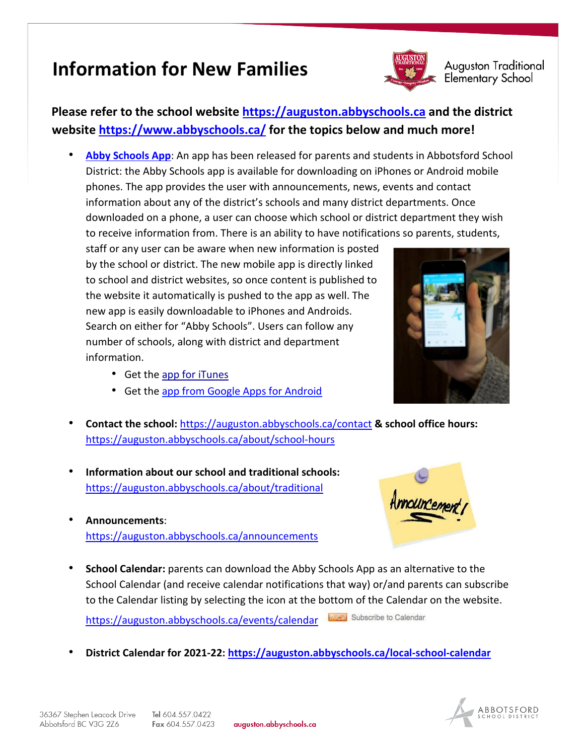# Information for New Families

Auguston Traditional Elementary School

**Please refer to the school website https://auguston.abbyschools.ca and the district website https://www.abbyschools.ca/ for the topics below and much more!**

- **Abby Schools App**: An app has been released for parents and students in Abbotsford School District: the Abby Schools app is available for downloading on iPhones or Android mobile phones. The app provides the user with announcements, news, events and contact information about any of the district's schools and many district departments. Once downloaded on a phone, a user can choose which school or district department they wish to receive information from. There is an ability to have notifications so parents, students, staff or any user can be aware when new information is posted by the school or district. The new mobile app is directly linked to school and district websites, so once content is published to the website it automatically is pushed to the app as well. The new app is easily downloadable to iPhones and Androids. Search on either for "Abby Schools". Users can follow any number of schools, along with district and department information.
  - Get the app for iTunes
  - Get the app from Google Apps for Android

- **Contact the school:** https://auguston.abbyschools.ca/contact **& school office hours:** https://auguston.abbyschools.ca/about/school-hours

- **Information about our school and traditional schools:** https://auguston.abbyschools.ca/about/traditional

- **Announcements**: https://auguston.abbyschools.ca/announcements

- **School Calendar:** parents can download the Abby Schools App as an alternative to the School Calendar (and receive calendar notifications that way) or/and parents can subscribe to the Calendar listing by selecting the icon at the bottom of the Calendar on the website.

  https://auguston.abbyschools.ca/events/calendar iCal Subscribe to Calendar

- **District Calendar for 2021-22: https://auguston.abbyschools.ca/local-school-calendar**

36367 Stephen Leacock Drive
Abbotsford BC V3G 2Z6

Tel 604.557.0422
Fax 604.557.0423

auguston.abbyschools.ca

ABBOTSFORD SCHOOL DISTRICT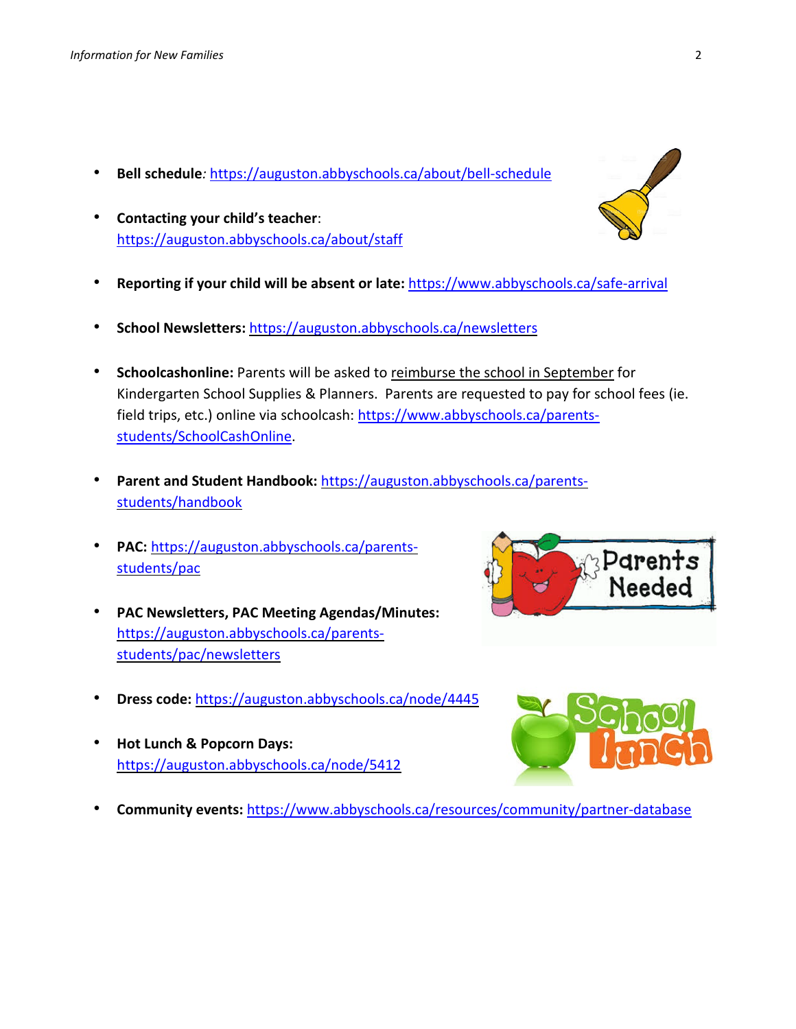- **Bell schedule***:* https://auguston.abbyschools.ca/about/bell-schedule

- **Contacting your child's teacher**: https://auguston.abbyschools.ca/about/staff

- **Reporting if your child will be absent or late:** https://www.abbyschools.ca/safe-arrival

- **School Newsletters:** https://auguston.abbyschools.ca/newsletters

- **Schoolcashonline:** Parents will be asked to reimburse the school in September for Kindergarten School Supplies & Planners. Parents are requested to pay for school fees (ie. field trips, etc.) online via schoolcash: https://www.abbyschools.ca/parents-students/SchoolCashOnline.

- **Parent and Student Handbook:** https://auguston.abbyschools.ca/parents-students/handbook

- **PAC:** https://auguston.abbyschools.ca/parents-students/pac

- **PAC Newsletters, PAC Meeting Agendas/Minutes:** https://auguston.abbyschools.ca/parents-students/pac/newsletters

- **Dress code:** https://auguston.abbyschools.ca/node/4445

- **Hot Lunch & Popcorn Days:** https://auguston.abbyschools.ca/node/5412

- **Community events:** https://www.abbyschools.ca/resources/community/partner-database